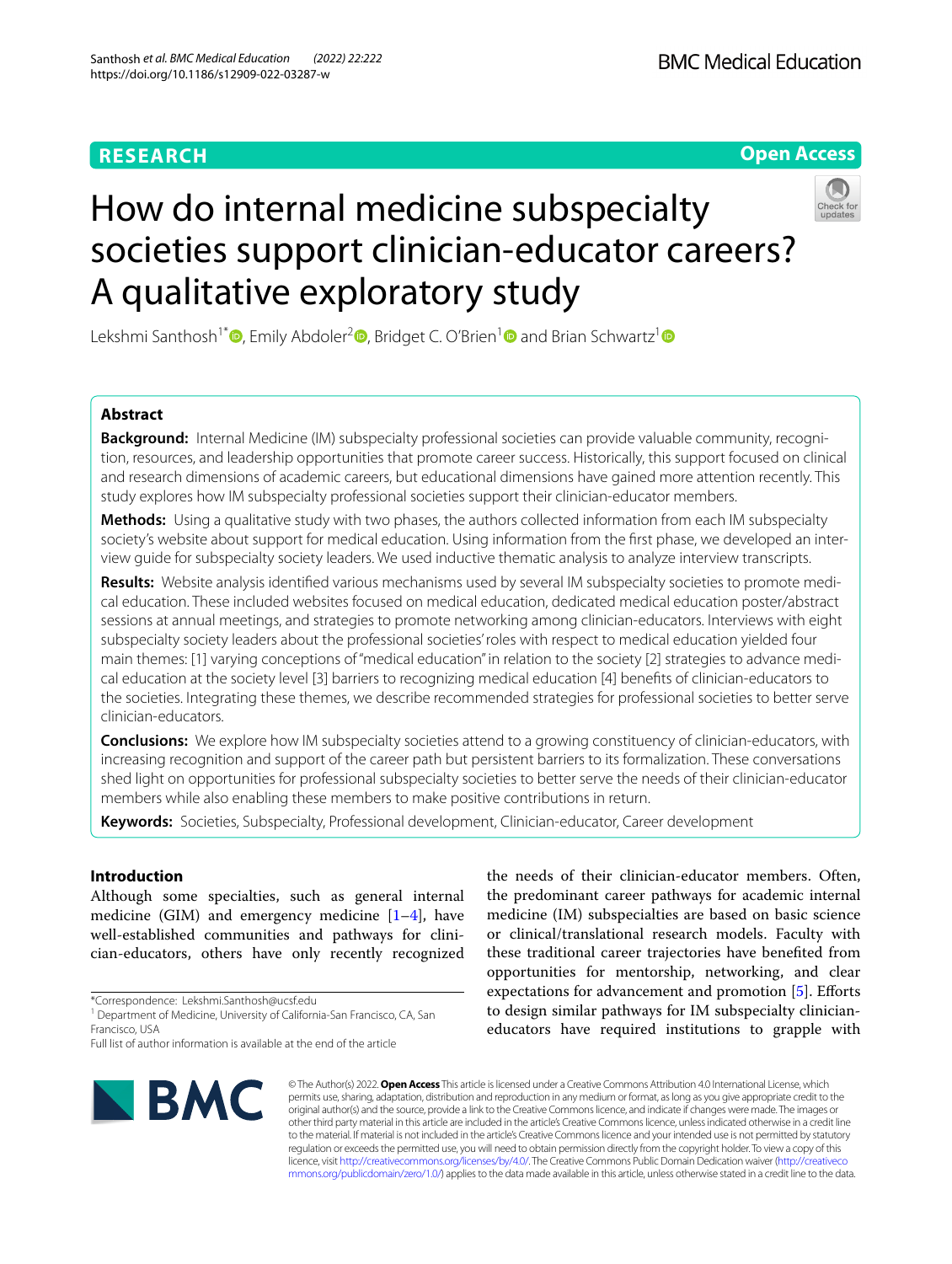RESEARCH

Open Access

# How do internal medicine subspecialty societies support clinician-educator careers? A qualitative exploratory study

Lekshmi Santhosh[1*], Emily Abdoler[2], Bridget C. O'Brien[1] and Brian Schwartz[1]

## Abstract

**Background:** Internal Medicine (IM) subspecialty professional societies can provide valuable community, recognition, resources, and leadership opportunities that promote career success. Historically, this support focused on clinical and research dimensions of academic careers, but educational dimensions have gained more attention recently. This study explores how IM subspecialty professional societies support their clinician-educator members.

**Methods:** Using a qualitative study with two phases, the authors collected information from each IM subspecialty society's website about support for medical education. Using information from the first phase, we developed an interview guide for subspecialty society leaders. We used inductive thematic analysis to analyze interview transcripts.

**Results:** Website analysis identified various mechanisms used by several IM subspecialty societies to promote medical education. These included websites focused on medical education, dedicated medical education poster/abstract sessions at annual meetings, and strategies to promote networking among clinician-educators. Interviews with eight subspecialty society leaders about the professional societies' roles with respect to medical education yielded four main themes: [1] varying conceptions of "medical education" in relation to the society [2] strategies to advance medical education at the society level [3] barriers to recognizing medical education [4] benefits of clinician-educators to the societies. Integrating these themes, we describe recommended strategies for professional societies to better serve clinician-educators.

**Conclusions:** We explore how IM subspecialty societies attend to a growing constituency of clinician-educators, with increasing recognition and support of the career path but persistent barriers to its formalization. These conversations shed light on opportunities for professional subspecialty societies to better serve the needs of their clinician-educator members while also enabling these members to make positive contributions in return.

**Keywords:** Societies, Subspecialty, Professional development, Clinician-educator, Career development

## Introduction

Although some specialties, such as general internal medicine (GIM) and emergency medicine [1–4], have well-established communities and pathways for clinician-educators, others have only recently recognized the needs of their clinician-educator members. Often, the predominant career pathways for academic internal medicine (IM) subspecialties are based on basic science or clinical/translational research models. Faculty with these traditional career trajectories have benefited from opportunities for mentorship, networking, and clear expectations for advancement and promotion [5]. Efforts to design similar pathways for IM subspecialty clinician-educators have required institutions to grapple with

*Correspondence: Lekshmi.Santhosh@ucsf.edu
[1] Department of Medicine, University of California-San Francisco, CA, San Francisco, USA
Full list of author information is available at the end of the article

© The Author(s) 2022. **Open Access** This article is licensed under a Creative Commons Attribution 4.0 International License, which permits use, sharing, adaptation, distribution and reproduction in any medium or format, as long as you give appropriate credit to the original author(s) and the source, provide a link to the Creative Commons licence, and indicate if changes were made. The images or other third party material in this article are included in the article's Creative Commons licence, unless indicated otherwise in a credit line to the material. If material is not included in the article's Creative Commons licence and your intended use is not permitted by statutory regulation or exceeds the permitted use, you will need to obtain permission directly from the copyright holder. To view a copy of this licence, visit http://creativecommons.org/licenses/by/4.0/. The Creative Commons Public Domain Dedication waiver (http://creativecommons.org/publicdomain/zero/1.0/) applies to the data made available in this article, unless otherwise stated in a credit line to the data.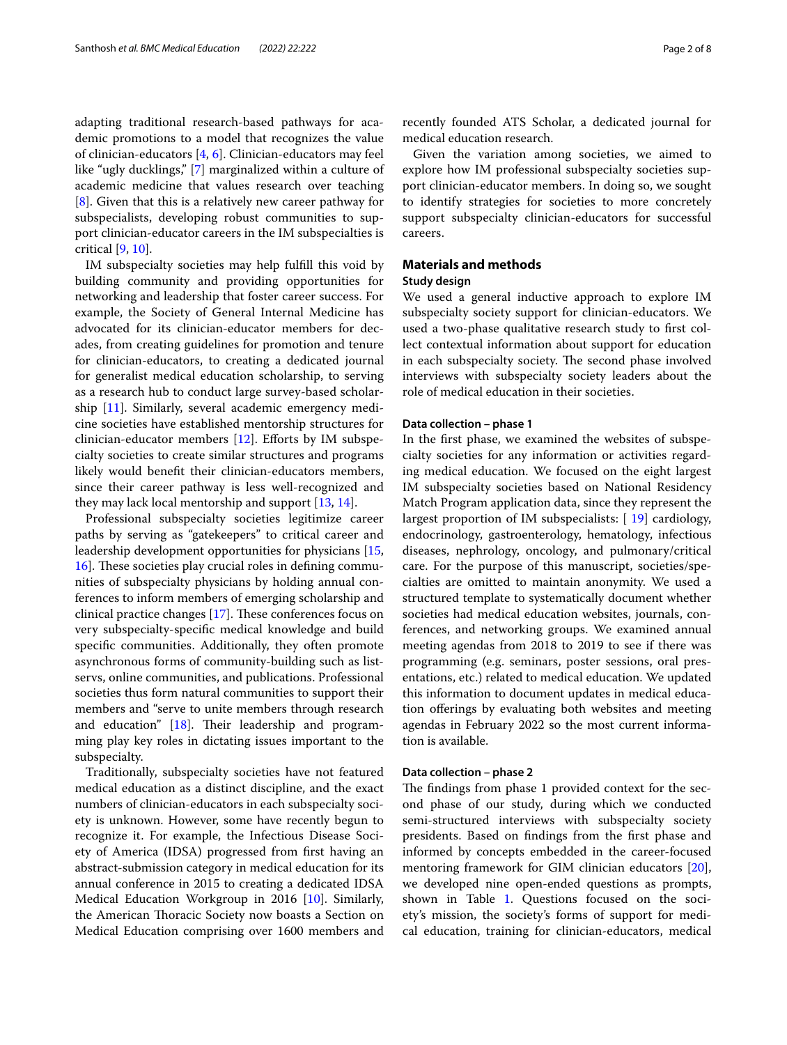adapting traditional research-based pathways for academic promotions to a model that recognizes the value of clinician-educators [4, 6]. Clinician-educators may feel like "ugly ducklings," [7] marginalized within a culture of academic medicine that values research over teaching [8]. Given that this is a relatively new career pathway for subspecialists, developing robust communities to support clinician-educator careers in the IM subspecialties is critical [9, 10].

IM subspecialty societies may help fulfill this void by building community and providing opportunities for networking and leadership that foster career success. For example, the Society of General Internal Medicine has advocated for its clinician-educator members for decades, from creating guidelines for promotion and tenure for clinician-educators, to creating a dedicated journal for generalist medical education scholarship, to serving as a research hub to conduct large survey-based scholarship [11]. Similarly, several academic emergency medicine societies have established mentorship structures for clinician-educator members [12]. Efforts by IM subspecialty societies to create similar structures and programs likely would benefit their clinician-educators members, since their career pathway is less well-recognized and they may lack local mentorship and support [13, 14].

Professional subspecialty societies legitimize career paths by serving as "gatekeepers" to critical career and leadership development opportunities for physicians [15, 16]. These societies play crucial roles in defining communities of subspecialty physicians by holding annual conferences to inform members of emerging scholarship and clinical practice changes [17]. These conferences focus on very subspecialty-specific medical knowledge and build specific communities. Additionally, they often promote asynchronous forms of community-building such as listservs, online communities, and publications. Professional societies thus form natural communities to support their members and "serve to unite members through research and education" [18]. Their leadership and programming play key roles in dictating issues important to the subspecialty.

Traditionally, subspecialty societies have not featured medical education as a distinct discipline, and the exact numbers of clinician-educators in each subspecialty society is unknown. However, some have recently begun to recognize it. For example, the Infectious Disease Society of America (IDSA) progressed from first having an abstract-submission category in medical education for its annual conference in 2015 to creating a dedicated IDSA Medical Education Workgroup in 2016 [10]. Similarly, the American Thoracic Society now boasts a Section on Medical Education comprising over 1600 members and recently founded ATS Scholar, a dedicated journal for medical education research.

Given the variation among societies, we aimed to explore how IM professional subspecialty societies support clinician-educator members. In doing so, we sought to identify strategies for societies to more concretely support subspecialty clinician-educators for successful careers.

## Materials and methods

### Study design

We used a general inductive approach to explore IM subspecialty society support for clinician-educators. We used a two-phase qualitative research study to first collect contextual information about support for education in each subspecialty society. The second phase involved interviews with subspecialty society leaders about the role of medical education in their societies.

#### Data collection – phase 1

In the first phase, we examined the websites of subspecialty societies for any information or activities regarding medical education. We focused on the eight largest IM subspecialty societies based on National Residency Match Program application data, since they represent the largest proportion of IM subspecialists: [19] cardiology, endocrinology, gastroenterology, hematology, infectious diseases, nephrology, oncology, and pulmonary/critical care. For the purpose of this manuscript, societies/specialties are omitted to maintain anonymity. We used a structured template to systematically document whether societies had medical education websites, journals, conferences, and networking groups. We examined annual meeting agendas from 2018 to 2019 to see if there was programming (e.g. seminars, poster sessions, oral presentations, etc.) related to medical education. We updated this information to document updates in medical education offerings by evaluating both websites and meeting agendas in February 2022 so the most current information is available.

#### Data collection – phase 2

The findings from phase 1 provided context for the second phase of our study, during which we conducted semi-structured interviews with subspecialty society presidents. Based on findings from the first phase and informed by concepts embedded in the career-focused mentoring framework for GIM clinician educators [20], we developed nine open-ended questions as prompts, shown in Table 1. Questions focused on the society's mission, the society's forms of support for medical education, training for clinician-educators, medical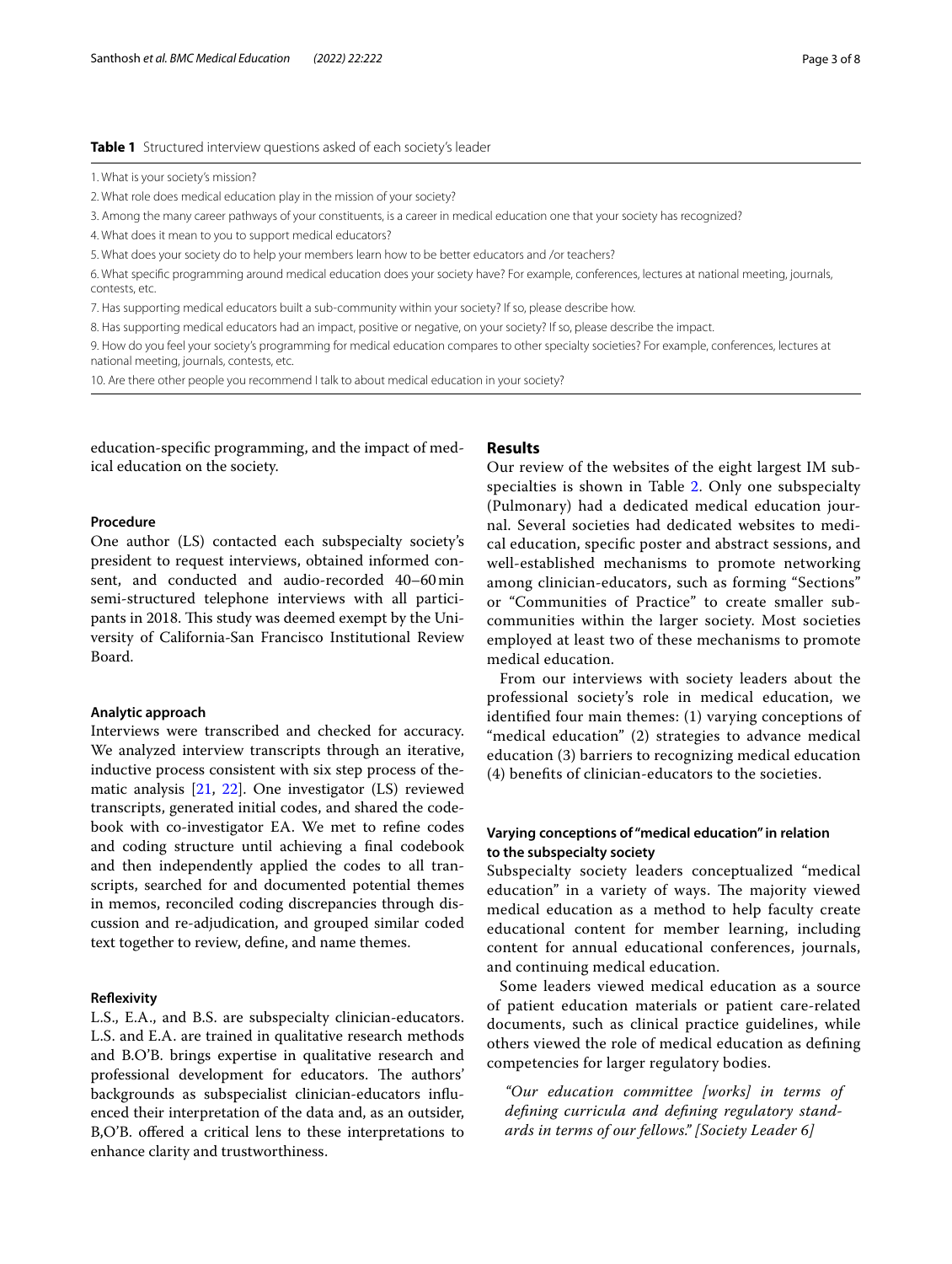**Table 1** Structured interview questions asked of each society's leader

1. What is your society's mission?
2. What role does medical education play in the mission of your society?
3. Among the many career pathways of your constituents, is a career in medical education one that your society has recognized?
4. What does it mean to you to support medical educators?
5. What does your society do to help your members learn how to be better educators and /or teachers?
6. What specific programming around medical education does your society have? For example, conferences, lectures at national meeting, journals, contests, etc.
7. Has supporting medical educators built a sub-community within your society? If so, please describe how.
8. Has supporting medical educators had an impact, positive or negative, on your society? If so, please describe the impact.
9. How do you feel your society's programming for medical education compares to other specialty societies? For example, conferences, lectures at national meeting, journals, contests, etc.
10. Are there other people you recommend I talk to about medical education in your society?

education-specific programming, and the impact of medical education on the society.

#### Procedure

One author (LS) contacted each subspecialty society's president to request interviews, obtained informed consent, and conducted and audio-recorded 40–60 min semi-structured telephone interviews with all participants in 2018. This study was deemed exempt by the University of California-San Francisco Institutional Review Board.

#### Analytic approach

Interviews were transcribed and checked for accuracy. We analyzed interview transcripts through an iterative, inductive process consistent with six step process of thematic analysis [21, 22]. One investigator (LS) reviewed transcripts, generated initial codes, and shared the codebook with co-investigator EA. We met to refine codes and coding structure until achieving a final codebook and then independently applied the codes to all transcripts, searched for and documented potential themes in memos, reconciled coding discrepancies through discussion and re-adjudication, and grouped similar coded text together to review, define, and name themes.

#### Reflexivity

L.S., E.A., and B.S. are subspecialty clinician-educators. L.S. and E.A. are trained in qualitative research methods and B.O'B. brings expertise in qualitative research and professional development for educators. The authors' backgrounds as subspecialist clinician-educators influenced their interpretation of the data and, as an outsider, B,O'B. offered a critical lens to these interpretations to enhance clarity and trustworthiness.

## Results

Our review of the websites of the eight largest IM subspecialties is shown in Table 2. Only one subspecialty (Pulmonary) had a dedicated medical education journal. Several societies had dedicated websites to medical education, specific poster and abstract sessions, and well-established mechanisms to promote networking among clinician-educators, such as forming "Sections" or "Communities of Practice" to create smaller subcommunities within the larger society. Most societies employed at least two of these mechanisms to promote medical education.

From our interviews with society leaders about the professional society's role in medical education, we identified four main themes: (1) varying conceptions of "medical education" (2) strategies to advance medical education (3) barriers to recognizing medical education (4) benefits of clinician-educators to the societies.

#### Varying conceptions of "medical education" in relation to the subspecialty society

Subspecialty society leaders conceptualized "medical education" in a variety of ways. The majority viewed medical education as a method to help faculty create educational content for member learning, including content for annual educational conferences, journals, and continuing medical education.

Some leaders viewed medical education as a source of patient education materials or patient care-related documents, such as clinical practice guidelines, while others viewed the role of medical education as defining competencies for larger regulatory bodies.

> *"Our education committee [works] in terms of defining curricula and defining regulatory standards in terms of our fellows." [Society Leader 6]*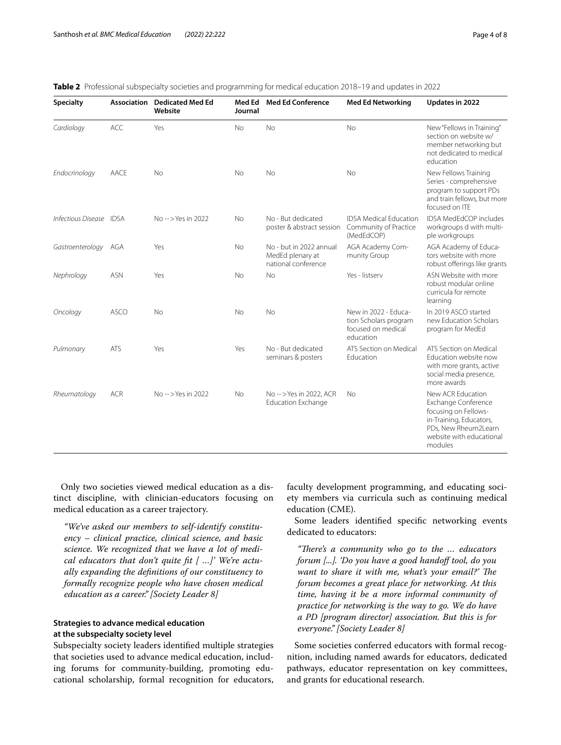**Table 2** Professional subspecialty societies and programming for medical education 2018–19 and updates in 2022

| Specialty | Association | Dedicated Med Ed Website | Med Ed Journal | Med Ed Conference | Med Ed Networking | Updates in 2022 |
|---|---|---|---|---|---|---|
| *Cardiology* | ACC | Yes | No | No | No | New "Fellows in Training" section on website w/ member networking but not dedicated to medical education |
| *Endocrinology* | AACE | No | No | No | No | New Fellows Training Series - comprehensive program to support PDs and train fellows, but more focused on ITE |
| *Infectious Disease* | IDSA | No -->Yes in 2022 | No | No - But dedicated poster & abstract session | IDSA Medical Education Community of Practice (MedEdCOP) | IDSA MedEdCOP includes workgroups d with multiple workgroups |
| *Gastroenterology* | AGA | Yes | No | No - but in 2022 annual MedEd plenary at national conference | AGA Academy Community Group | AGA Academy of Educators website with more robust offerings like grants |
| *Nephrology* | ASN | Yes | No | No | Yes - listserv | ASN Website with more robust modular online curricula for remote learning |
| *Oncology* | ASCO | No | No | No | New in 2022 - Education Scholars program focused on medical education | In 2019 ASCO started new Education Scholars program for MedEd |
| *Pulmonary* | ATS | Yes | Yes | No - But dedicated seminars & posters | ATS Section on Medical Education | ATS Section on Medical Education website now with more grants, active social media presence, more awards |
| *Rheumatology* | ACR | No -->Yes in 2022 | No | No -->Yes in 2022, ACR Education Exchange | No | New ACR Education Exchange Conference focusing on Fellows-in-Training, Educators, PDs, New Rheum2Learn website with educational modules |

Only two societies viewed medical education as a distinct discipline, with clinician-educators focusing on medical education as a career trajectory.

> *"We've asked our members to self-identify constituency – clinical practice, clinical science, and basic science. We recognized that we have a lot of medical educators that don't quite fit [ …]' We're actually expanding the definitions of our constituency to formally recognize people who have chosen medical education as a career." [Society Leader 8]*

### Strategies to advance medical education at the subspecialty society level

Subspecialty society leaders identified multiple strategies that societies used to advance medical education, including forums for community-building, promoting educational scholarship, formal recognition for educators, faculty development programming, and educating society members via curricula such as continuing medical education (CME).

Some leaders identified specific networking events dedicated to educators:

> *"There's a community who go to the … educators forum [...]. 'Do you have a good handoff tool, do you want to share it with me, what's your email?' The forum becomes a great place for networking. At this time, having it be a more informal community of practice for networking is the way to go. We do have a PD [program director] association. But this is for everyone." [Society Leader 8]*

Some societies conferred educators with formal recognition, including named awards for educators, dedicated pathways, educator representation on key committees, and grants for educational research.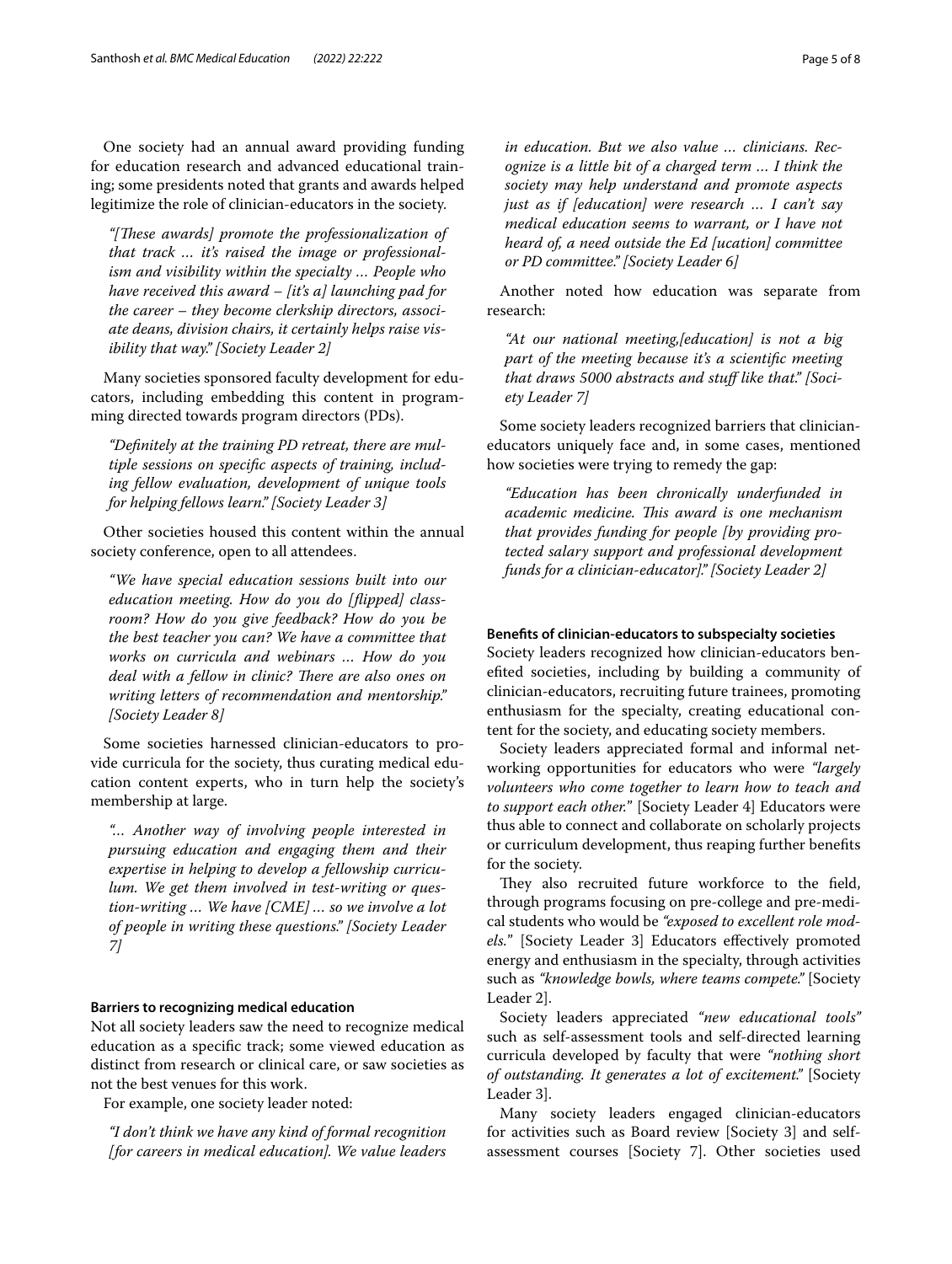One society had an annual award providing funding for education research and advanced educational training; some presidents noted that grants and awards helped legitimize the role of clinician-educators in the society.

> *"[These awards] promote the professionalization of that track … it's raised the image or professionalism and visibility within the specialty … People who have received this award – [it's a] launching pad for the career – they become clerkship directors, associate deans, division chairs, it certainly helps raise visibility that way." [Society Leader 2]*

Many societies sponsored faculty development for educators, including embedding this content in programming directed towards program directors (PDs).

> *"Definitely at the training PD retreat, there are multiple sessions on specific aspects of training, including fellow evaluation, development of unique tools for helping fellows learn." [Society Leader 3]*

Other societies housed this content within the annual society conference, open to all attendees.

> *"We have special education sessions built into our education meeting. How do you do [flipped] classroom? How do you give feedback? How do you be the best teacher you can? We have a committee that works on curricula and webinars … How do you deal with a fellow in clinic? There are also ones on writing letters of recommendation and mentorship." [Society Leader 8]*

Some societies harnessed clinician-educators to provide curricula for the society, thus curating medical education content experts, who in turn help the society's membership at large.

> *"… Another way of involving people interested in pursuing education and engaging them and their expertise in helping to develop a fellowship curriculum. We get them involved in test-writing or question-writing … We have [CME] … so we involve a lot of people in writing these questions." [Society Leader 7]*

#### Barriers to recognizing medical education

Not all society leaders saw the need to recognize medical education as a specific track; some viewed education as distinct from research or clinical care, or saw societies as not the best venues for this work.

For example, one society leader noted:

> *"I don't think we have any kind of formal recognition [for careers in medical education]. We value leaders in education. But we also value … clinicians. Recognize is a little bit of a charged term … I think the society may help understand and promote aspects just as if [education] were research … I can't say medical education seems to warrant, or I have not heard of, a need outside the Ed [ucation] committee or PD committee." [Society Leader 6]*

Another noted how education was separate from research:

> *"At our national meeting,[education] is not a big part of the meeting because it's a scientific meeting that draws 5000 abstracts and stuff like that." [Society Leader 7]*

Some society leaders recognized barriers that clinician-educators uniquely face and, in some cases, mentioned how societies were trying to remedy the gap:

> *"Education has been chronically underfunded in academic medicine. This award is one mechanism that provides funding for people [by providing protected salary support and professional development funds for a clinician-educator]." [Society Leader 2]*

#### Benefits of clinician-educators to subspecialty societies

Society leaders recognized how clinician-educators benefited societies, including by building a community of clinician-educators, recruiting future trainees, promoting enthusiasm for the specialty, creating educational content for the society, and educating society members.

Society leaders appreciated formal and informal networking opportunities for educators who were *"largely volunteers who come together to learn how to teach and to support each other."* [Society Leader 4] Educators were thus able to connect and collaborate on scholarly projects or curriculum development, thus reaping further benefits for the society.

They also recruited future workforce to the field, through programs focusing on pre-college and pre-medical students who would be *"exposed to excellent role models."* [Society Leader 3] Educators effectively promoted energy and enthusiasm in the specialty, through activities such as *"knowledge bowls, where teams compete."* [Society Leader 2].

Society leaders appreciated *"new educational tools"* such as self-assessment tools and self-directed learning curricula developed by faculty that were *"nothing short of outstanding. It generates a lot of excitement."* [Society Leader 3].

Many society leaders engaged clinician-educators for activities such as Board review [Society 3] and self-assessment courses [Society 7]. Other societies used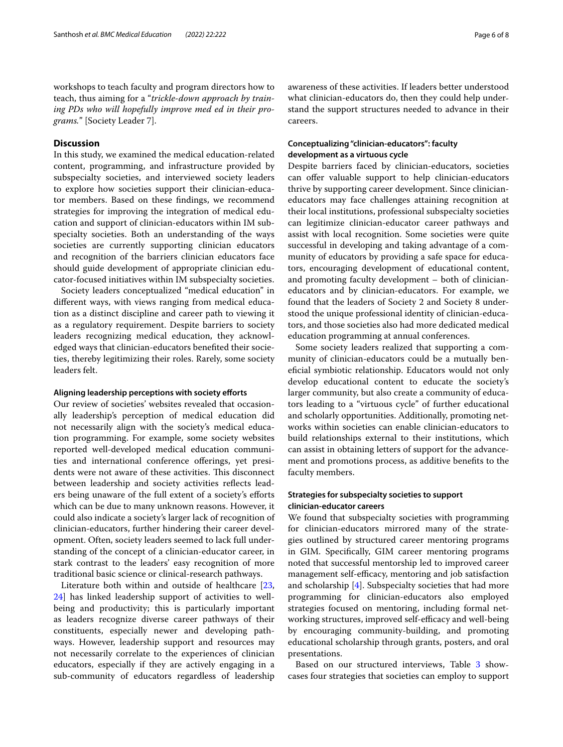workshops to teach faculty and program directors how to teach, thus aiming for a "*trickle-down approach by training PDs who will hopefully improve med ed in their programs.*" [Society Leader 7].

## Discussion

In this study, we examined the medical education-related content, programming, and infrastructure provided by subspecialty societies, and interviewed society leaders to explore how societies support their clinician-educator members. Based on these findings, we recommend strategies for improving the integration of medical education and support of clinician-educators within IM subspecialty societies. Both an understanding of the ways societies are currently supporting clinician educators and recognition of the barriers clinician educators face should guide development of appropriate clinician educator-focused initiatives within IM subspecialty societies.

Society leaders conceptualized "medical education" in different ways, with views ranging from medical education as a distinct discipline and career path to viewing it as a regulatory requirement. Despite barriers to society leaders recognizing medical education, they acknowledged ways that clinician-educators benefited their societies, thereby legitimizing their roles. Rarely, some society leaders felt.

### Aligning leadership perceptions with society efforts

Our review of societies' websites revealed that occasionally leadership's perception of medical education did not necessarily align with the society's medical education programming. For example, some society websites reported well-developed medical education communities and international conference offerings, yet presidents were not aware of these activities. This disconnect between leadership and society activities reflects leaders being unaware of the full extent of a society's efforts which can be due to many unknown reasons. However, it could also indicate a society's larger lack of recognition of clinician-educators, further hindering their career development. Often, society leaders seemed to lack full understanding of the concept of a clinician-educator career, in stark contrast to the leaders' easy recognition of more traditional basic science or clinical-research pathways.

Literature both within and outside of healthcare [23, 24] has linked leadership support of activities to wellbeing and productivity; this is particularly important as leaders recognize diverse career pathways of their constituents, especially newer and developing pathways. However, leadership support and resources may not necessarily correlate to the experiences of clinician educators, especially if they are actively engaging in a sub-community of educators regardless of leadership awareness of these activities. If leaders better understood what clinician-educators do, then they could help understand the support structures needed to advance in their careers.

### Conceptualizing "clinician-educators": faculty development as a virtuous cycle

Despite barriers faced by clinician-educators, societies can offer valuable support to help clinician-educators thrive by supporting career development. Since clinician-educators may face challenges attaining recognition at their local institutions, professional subspecialty societies can legitimize clinician-educator career pathways and assist with local recognition. Some societies were quite successful in developing and taking advantage of a community of educators by providing a safe space for educators, encouraging development of educational content, and promoting faculty development – both of clinician-educators and by clinician-educators. For example, we found that the leaders of Society 2 and Society 8 understood the unique professional identity of clinician-educators, and those societies also had more dedicated medical education programming at annual conferences.

Some society leaders realized that supporting a community of clinician-educators could be a mutually beneficial symbiotic relationship. Educators would not only develop educational content to educate the society's larger community, but also create a community of educators leading to a "virtuous cycle" of further educational and scholarly opportunities. Additionally, promoting networks within societies can enable clinician-educators to build relationships external to their institutions, which can assist in obtaining letters of support for the advancement and promotions process, as additive benefits to the faculty members.

### Strategies for subspecialty societies to support clinician-educator careers

We found that subspecialty societies with programming for clinician-educators mirrored many of the strategies outlined by structured career mentoring programs in GIM. Specifically, GIM career mentoring programs noted that successful mentorship led to improved career management self-efficacy, mentoring and job satisfaction and scholarship [4]. Subspecialty societies that had more programming for clinician-educators also employed strategies focused on mentoring, including formal networking structures, improved self-efficacy and well-being by encouraging community-building, and promoting educational scholarship through grants, posters, and oral presentations.

Based on our structured interviews, Table 3 showcases four strategies that societies can employ to support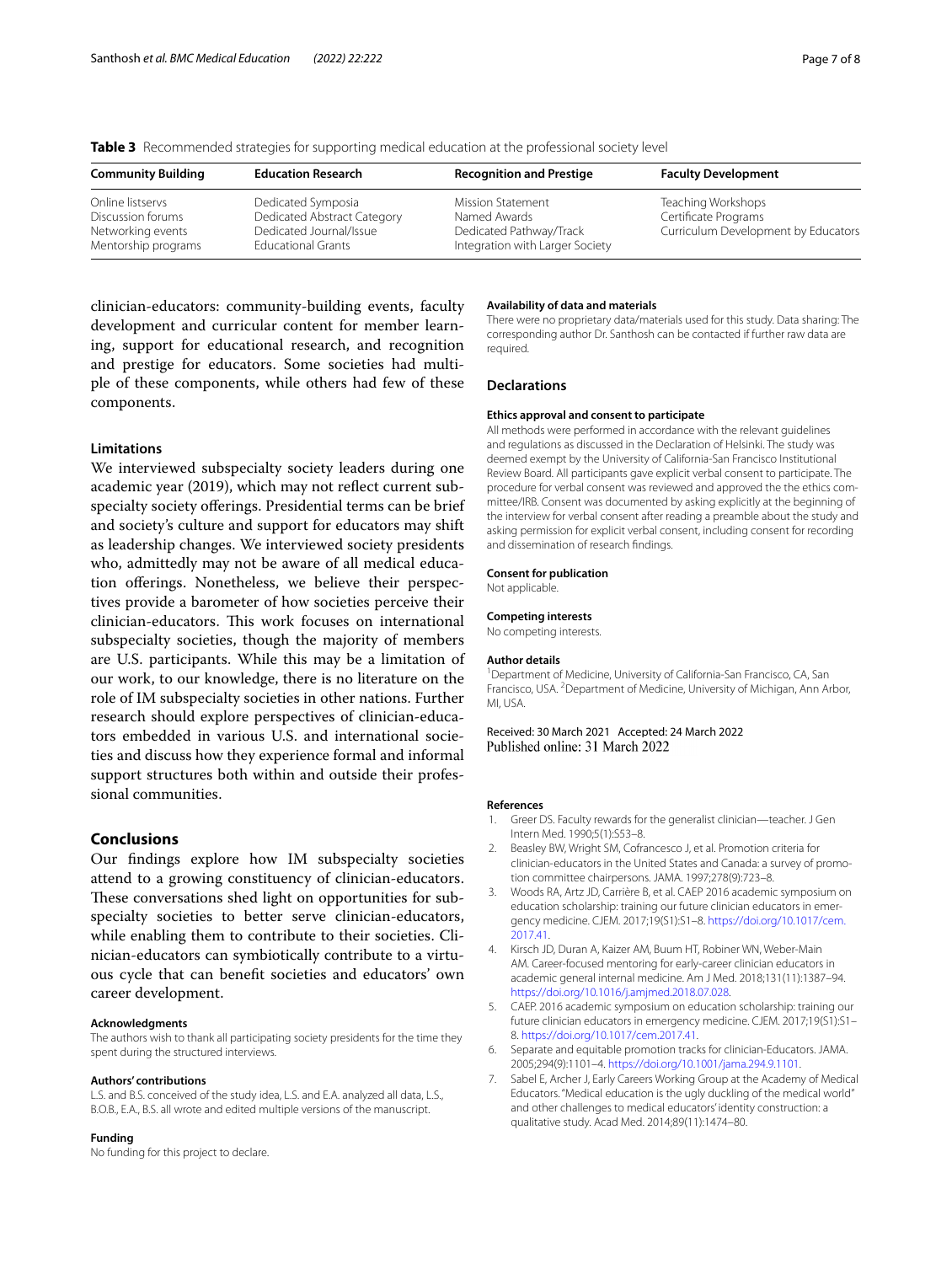**Table 3** Recommended strategies for supporting medical education at the professional society level

| Community Building | Education Research | Recognition and Prestige | Faculty Development |
| --- | --- | --- | --- |
| Online listservs | Dedicated Symposia | Mission Statement | Teaching Workshops |
| Discussion forums | Dedicated Abstract Category | Named Awards | Certificate Programs |
| Networking events | Dedicated Journal/Issue | Dedicated Pathway/Track | Curriculum Development by Educators |
| Mentorship programs | Educational Grants | Integration with Larger Society | |

clinician-educators: community-building events, faculty development and curricular content for member learning, support for educational research, and recognition and prestige for educators. Some societies had multiple of these components, while others had few of these components.

### Limitations

We interviewed subspecialty society leaders during one academic year (2019), which may not reflect current subspecialty society offerings. Presidential terms can be brief and society's culture and support for educators may shift as leadership changes. We interviewed society presidents who, admittedly may not be aware of all medical education offerings. Nonetheless, we believe their perspectives provide a barometer of how societies perceive their clinician-educators. This work focuses on international subspecialty societies, though the majority of members are U.S. participants. While this may be a limitation of our work, to our knowledge, there is no literature on the role of IM subspecialty societies in other nations. Further research should explore perspectives of clinician-educators embedded in various U.S. and international societies and discuss how they experience formal and informal support structures both within and outside their professional communities.

## Conclusions

Our findings explore how IM subspecialty societies attend to a growing constituency of clinician-educators. These conversations shed light on opportunities for subspecialty societies to better serve clinician-educators, while enabling them to contribute to their societies. Clinician-educators can symbiotically contribute to a virtuous cycle that can benefit societies and educators' own career development.

#### Acknowledgments

The authors wish to thank all participating society presidents for the time they spent during the structured interviews.

#### Authors' contributions

L.S. and B.S. conceived of the study idea, L.S. and E.A. analyzed all data, L.S., B.O.B., E.A., B.S. all wrote and edited multiple versions of the manuscript.

#### Funding

No funding for this project to declare.

#### Availability of data and materials

There were no proprietary data/materials used for this study. Data sharing: The corresponding author Dr. Santhosh can be contacted if further raw data are required.

### Declarations

#### Ethics approval and consent to participate

All methods were performed in accordance with the relevant guidelines and regulations as discussed in the Declaration of Helsinki. The study was deemed exempt by the University of California-San Francisco Institutional Review Board. All participants gave explicit verbal consent to participate. The procedure for verbal consent was reviewed and approved the the ethics committee/IRB. Consent was documented by asking explicitly at the beginning of the interview for verbal consent after reading a preamble about the study and asking permission for explicit verbal consent, including consent for recording and dissemination of research findings.

#### Consent for publication

Not applicable.

#### Competing interests

No competing interests.

#### Author details

[1]Department of Medicine, University of California-San Francisco, CA, San Francisco, USA. [2]Department of Medicine, University of Michigan, Ann Arbor, MI, USA.

Received: 30 March 2021 Accepted: 24 March 2022
Published online: 31 March 2022

#### References

1. Greer DS. Faculty rewards for the generalist clinician—teacher. J Gen Intern Med. 1990;5(1):S53–8.
2. Beasley BW, Wright SM, Cofrancesco J, et al. Promotion criteria for clinician-educators in the United States and Canada: a survey of promotion committee chairpersons. JAMA. 1997;278(9):723–8.
3. Woods RA, Artz JD, Carrière B, et al. CAEP 2016 academic symposium on education scholarship: training our future clinician educators in emergency medicine. CJEM. 2017;19(S1):S1–8. https://doi.org/10.1017/cem.2017.41.
4. Kirsch JD, Duran A, Kaizer AM, Buum HT, Robiner WN, Weber-Main AM. Career-focused mentoring for early-career clinician educators in academic general internal medicine. Am J Med. 2018;131(11):1387–94. https://doi.org/10.1016/j.amjmed.2018.07.028.
5. CAEP. 2016 academic symposium on education scholarship: training our future clinician educators in emergency medicine. CJEM. 2017;19(S1):S1–8. https://doi.org/10.1017/cem.2017.41.
6. Separate and equitable promotion tracks for clinician-Educators. JAMA. 2005;294(9):1101–4. https://doi.org/10.1001/jama.294.9.1101.
7. Sabel E, Archer J, Early Careers Working Group at the Academy of Medical Educators. "Medical education is the ugly duckling of the medical world" and other challenges to medical educators' identity construction: a qualitative study. Acad Med. 2014;89(11):1474–80.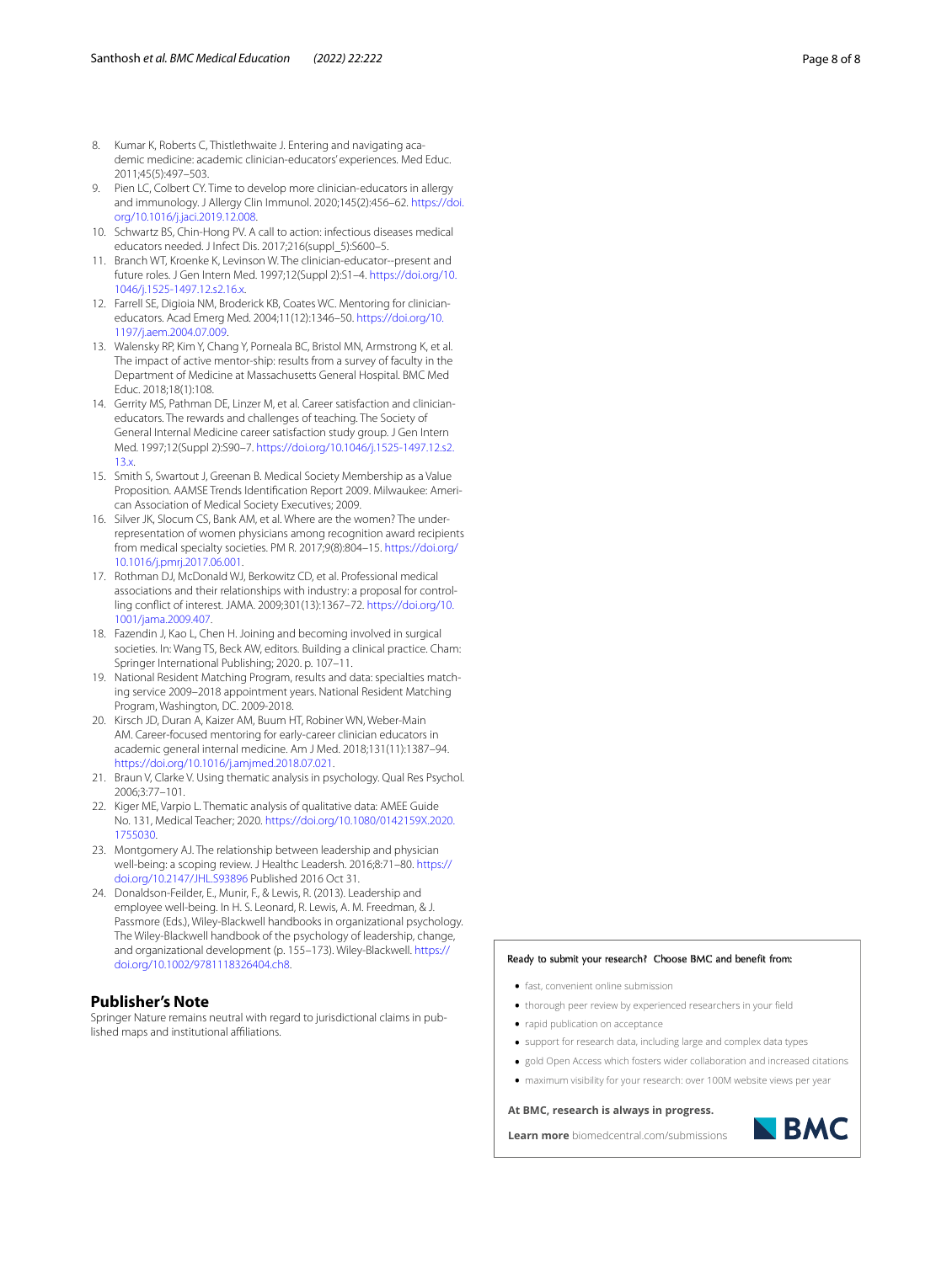8. Kumar K, Roberts C, Thistlethwaite J. Entering and navigating academic medicine: academic clinician-educators' experiences. Med Educ. 2011;45(5):497–503.
9. Pien LC, Colbert CY. Time to develop more clinician-educators in allergy and immunology. J Allergy Clin Immunol. 2020;145(2):456–62. https://doi.org/10.1016/j.jaci.2019.12.008.
10. Schwartz BS, Chin-Hong PV. A call to action: infectious diseases medical educators needed. J Infect Dis. 2017;216(suppl_5):S600–5.
11. Branch WT, Kroenke K, Levinson W. The clinician-educator--present and future roles. J Gen Intern Med. 1997;12(Suppl 2):S1–4. https://doi.org/10.1046/j.1525-1497.12.s2.16.x.
12. Farrell SE, Digioia NM, Broderick KB, Coates WC. Mentoring for clinician-educators. Acad Emerg Med. 2004;11(12):1346–50. https://doi.org/10.1197/j.aem.2004.07.009.
13. Walensky RP, Kim Y, Chang Y, Porneala BC, Bristol MN, Armstrong K, et al. The impact of active mentor-ship: results from a survey of faculty in the Department of Medicine at Massachusetts General Hospital. BMC Med Educ. 2018;18(1):108.
14. Gerrity MS, Pathman DE, Linzer M, et al. Career satisfaction and clinician-educators. The rewards and challenges of teaching. The Society of General Internal Medicine career satisfaction study group. J Gen Intern Med. 1997;12(Suppl 2):S90–7. https://doi.org/10.1046/j.1525-1497.12.s2.13.x.
15. Smith S, Swartout J, Greenan B. Medical Society Membership as a Value Proposition. AAMSE Trends Identification Report 2009. Milwaukee: American Association of Medical Society Executives; 2009.
16. Silver JK, Slocum CS, Bank AM, et al. Where are the women? The underrepresentation of women physicians among recognition award recipients from medical specialty societies. PM R. 2017;9(8):804–15. https://doi.org/10.1016/j.pmrj.2017.06.001.
17. Rothman DJ, McDonald WJ, Berkowitz CD, et al. Professional medical associations and their relationships with industry: a proposal for controlling conflict of interest. JAMA. 2009;301(13):1367–72. https://doi.org/10.1001/jama.2009.407.
18. Fazendin J, Kao L, Chen H. Joining and becoming involved in surgical societies. In: Wang TS, Beck AW, editors. Building a clinical practice. Cham: Springer International Publishing; 2020. p. 107–11.
19. National Resident Matching Program, results and data: specialties matching service 2009–2018 appointment years. National Resident Matching Program, Washington, DC. 2009-2018.
20. Kirsch JD, Duran A, Kaizer AM, Buum HT, Robiner WN, Weber-Main AM. Career-focused mentoring for early-career clinician educators in academic general internal medicine. Am J Med. 2018;131(11):1387–94. https://doi.org/10.1016/j.amjmed.2018.07.021.
21. Braun V, Clarke V. Using thematic analysis in psychology. Qual Res Psychol. 2006;3:77–101.
22. Kiger ME, Varpio L. Thematic analysis of qualitative data: AMEE Guide No. 131, Medical Teacher; 2020. https://doi.org/10.1080/0142159X.2020.1755030.
23. Montgomery AJ. The relationship between leadership and physician well-being: a scoping review. J Healthc Leadersh. 2016;8:71–80. https://doi.org/10.2147/JHL.S93896 Published 2016 Oct 31.
24. Donaldson-Feilder, E., Munir, F., & Lewis, R. (2013). Leadership and employee well-being. In H. S. Leonard, R. Lewis, A. M. Freedman, & J. Passmore (Eds.), Wiley-Blackwell handbooks in organizational psychology. The Wiley-Blackwell handbook of the psychology of leadership, change, and organizational development (p. 155–173). Wiley-Blackwell. https://doi.org/10.1002/9781118326404.ch8.

## Publisher's Note

Springer Nature remains neutral with regard to jurisdictional claims in published maps and institutional affiliations.

Ready to submit your research? Choose BMC and benefit from:

- fast, convenient online submission
- thorough peer review by experienced researchers in your field
- rapid publication on acceptance
- support for research data, including large and complex data types
- gold Open Access which fosters wider collaboration and increased citations
- maximum visibility for your research: over 100M website views per year

**At BMC, research is always in progress.**

**Learn more** biomedcentral.com/submissions

BMC